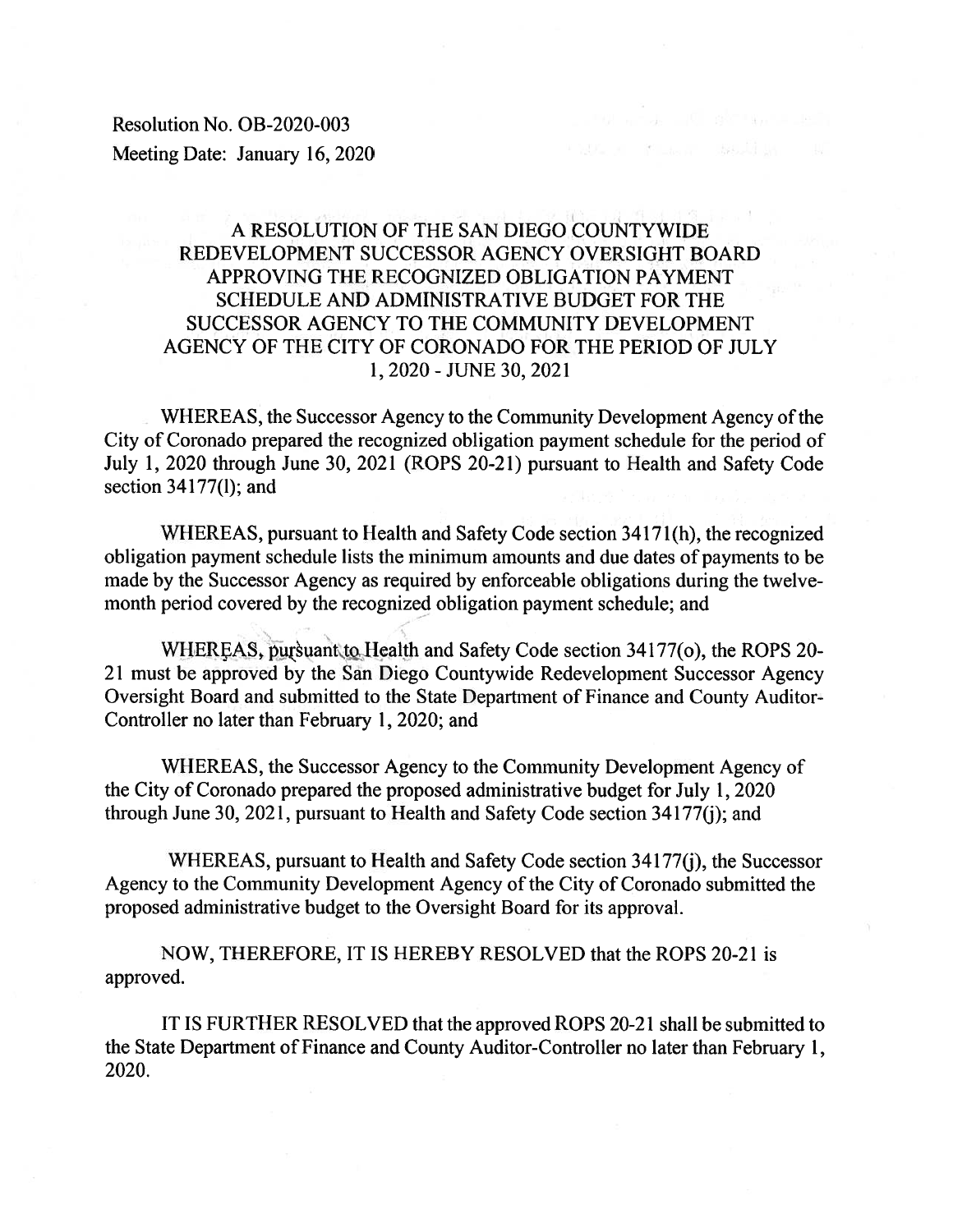Resolution No. OB-2020-003
Meeting Date: January 16, 2020

# A RESOLUTION OF THE SAN DIEGO COUNTYWIDE REDEVELOPMENT SUCCESSOR AGENCY OVERSIGHT BOARD APPROVING THE RECOGNIZED OBLIGATION PAYMENT SCHEDULE AND ADMINISTRATIVE BUDGET FOR THE SUCCESSOR AGENCY TO THE COMMUNITY DEVELOPMENT AGENCY OF THE CITY OF CORONADO FOR THE PERIOD OF JULY 1, 2020 - JUNE 30, 2021

WHEREAS, the Successor Agency to the Community Development Agency of the City of Coronado prepared the recognized obligation payment schedule for the period of July 1, 2020 through June 30, 2021 (ROPS 20-21) pursuant to Health and Safety Code section 34177(l); and

WHEREAS, pursuant to Health and Safety Code section 34171(h), the recognized obligation payment schedule lists the minimum amounts and due dates of payments to be made by the Successor Agency as required by enforceable obligations during the twelve-month period covered by the recognized obligation payment schedule; and

WHEREAS, pursuant to Health and Safety Code section 34177(o), the ROPS 20-21 must be approved by the San Diego Countywide Redevelopment Successor Agency Oversight Board and submitted to the State Department of Finance and County Auditor-Controller no later than February 1, 2020; and

WHEREAS, the Successor Agency to the Community Development Agency of the City of Coronado prepared the proposed administrative budget for July 1, 2020 through June 30, 2021, pursuant to Health and Safety Code section 34177(j); and

WHEREAS, pursuant to Health and Safety Code section 34177(j), the Successor Agency to the Community Development Agency of the City of Coronado submitted the proposed administrative budget to the Oversight Board for its approval.

NOW, THEREFORE, IT IS HEREBY RESOLVED that the ROPS 20-21 is approved.

IT IS FURTHER RESOLVED that the approved ROPS 20-21 shall be submitted to the State Department of Finance and County Auditor-Controller no later than February 1, 2020.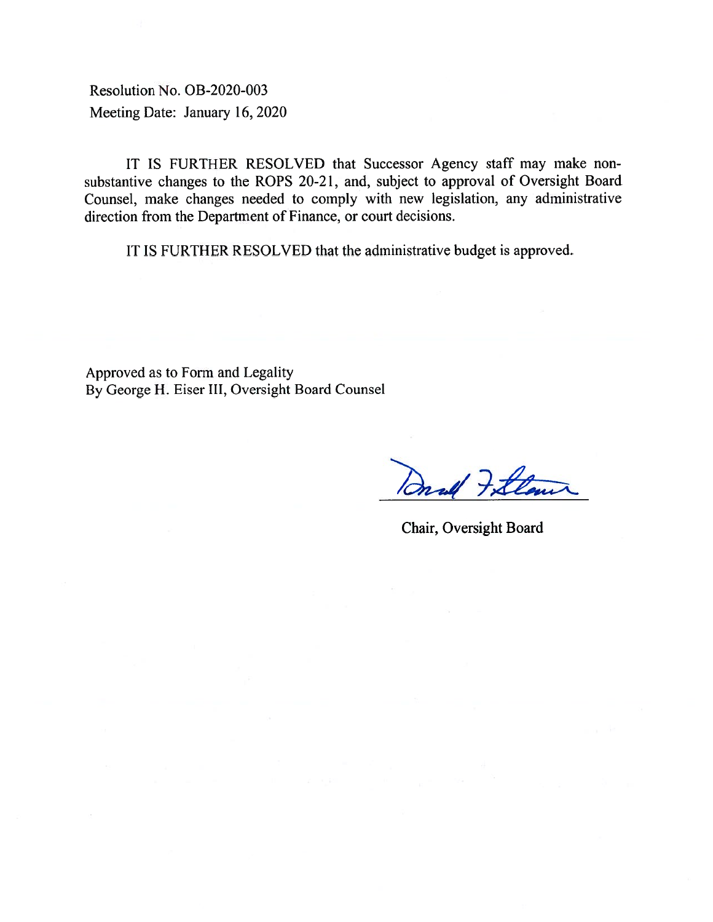Resolution No. OB-2020-003
Meeting Date: January 16, 2020

IT IS FURTHER RESOLVED that Successor Agency staff may make non-substantive changes to the ROPS 20-21, and, subject to approval of Oversight Board Counsel, make changes needed to comply with new legislation, any administrative direction from the Department of Finance, or court decisions.

IT IS FURTHER RESOLVED that the administrative budget is approved.

Approved as to Form and Legality
By George H. Eiser III, Oversight Board Counsel

Chair, Oversight Board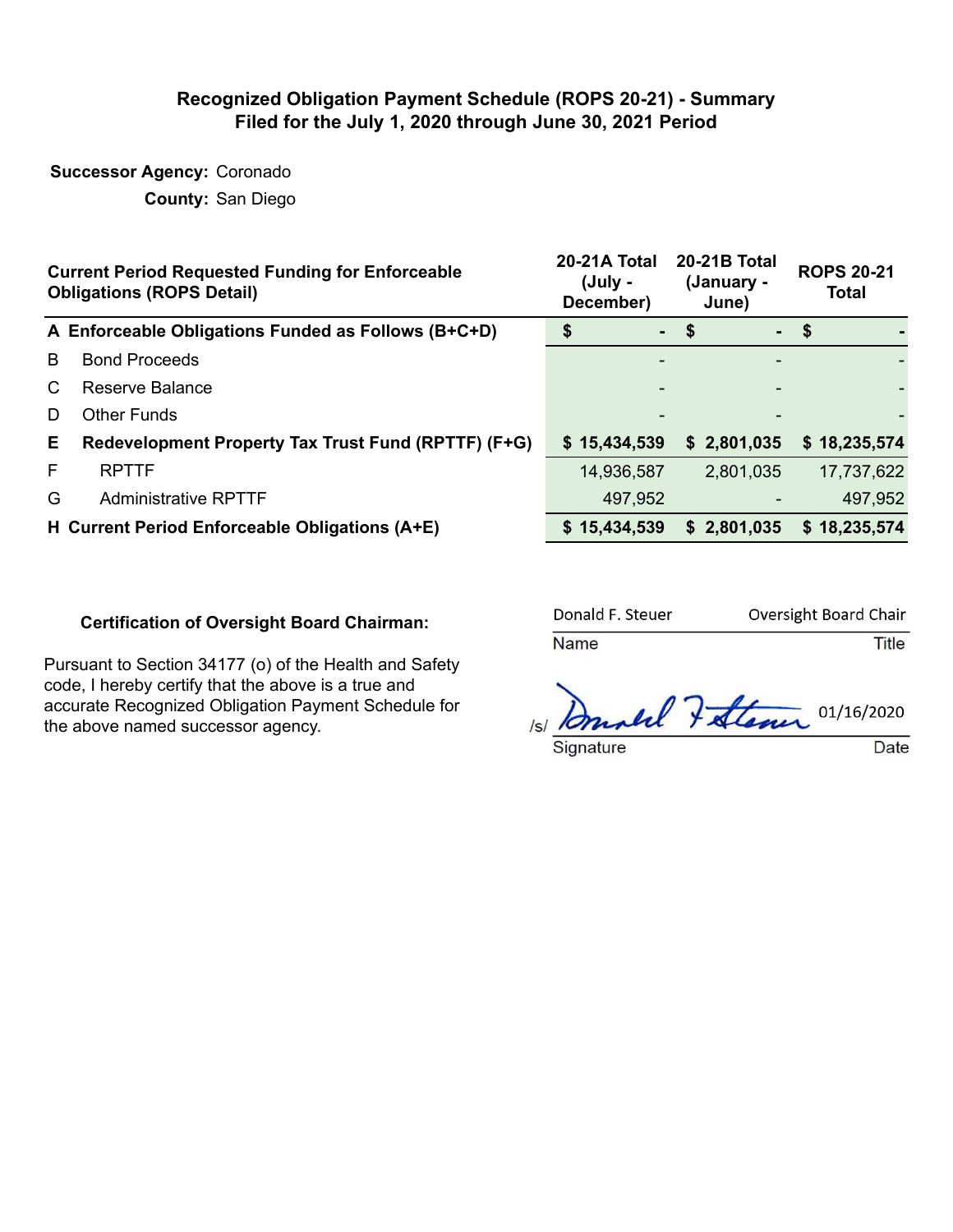# Recognized Obligation Payment Schedule (ROPS 20-21) - Summary
## Filed for the July 1, 2020 through June 30, 2021 Period

**Successor Agency:** Coronado

**County:** San Diego

| | Current Period Requested Funding for Enforceable Obligations (ROPS Detail) | 20-21A Total (July - December) | 20-21B Total (January - June) | ROPS 20-21 Total |
|---|---|---|---|---|
| **A** | **Enforceable Obligations Funded as Follows (B+C+D)** | **$ -** | **$ -** | **$ -** |
| B | Bond Proceeds | - | - | - |
| C | Reserve Balance | - | - | - |
| D | Other Funds | - | - | - |
| **E** | **Redevelopment Property Tax Trust Fund (RPTTF) (F+G)** | **$ 15,434,539** | **$ 2,801,035** | **$ 18,235,574** |
| F | RPTTF | 14,936,587 | 2,801,035 | 17,737,622 |
| G | Administrative RPTTF | 497,952 | - | 497,952 |
| **H** | **Current Period Enforceable Obligations (A+E)** | **$ 15,434,539** | **$ 2,801,035** | **$ 18,235,574** |

**Certification of Oversight Board Chairman:**

Pursuant to Section 34177 (o) of the Health and Safety code, I hereby certify that the above is a true and accurate Recognized Obligation Payment Schedule for the above named successor agency.

| Donald F. Steuer | Oversight Board Chair |
|---|---|
| Name | Title |
| /s/ Donald F. Steuer | 01/16/2020 |
| Signature | Date |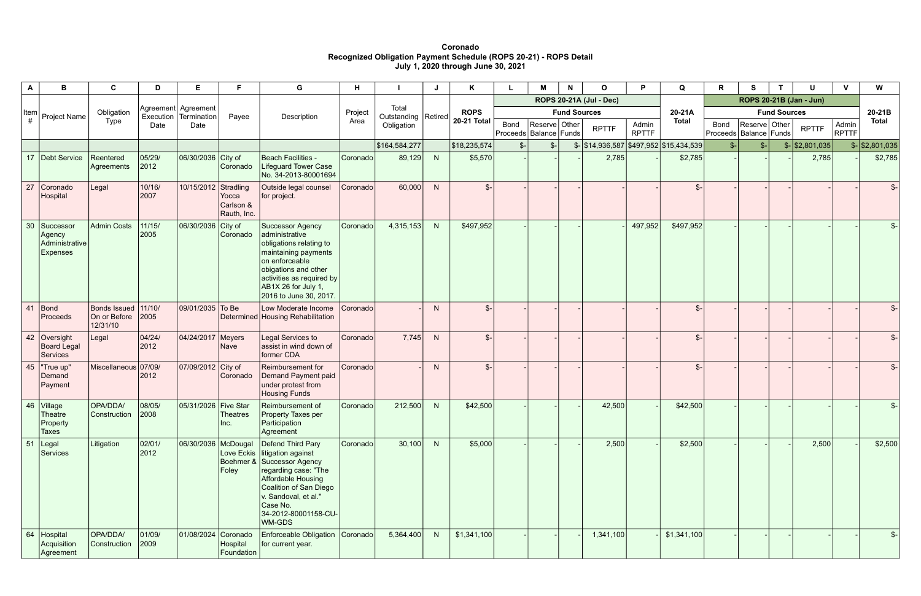**Coronado**
**Recognized Obligation Payment Schedule (ROPS 20-21) - ROPS Detail**
**July 1, 2020 through June 30, 2021**

| A | B | C | D | E | F | G | H | I | J | K | L | M | N | O | P | Q | R | S | T | U | V | W |
|---|---|---|---|---|---|---|---|---|---|---|---|---|---|---|---|---|---|---|---|---|---|---|
| Item # | Project Name | Obligation Type | Agreement Execution Date | Agreement Termination Date | Payee | Description | Project Area | Total Outstanding Obligation | Retired | ROPS 20-21 Total | ROPS 20-21A (Jul - Dec) Fund Sources | | | | | 20-21A Total | ROPS 20-21B (Jan - Jun) Fund Sources | | | | | 20-21B Total |
| | | | | | | | | | | | Bond Proceeds | Reserve Balance | Other Funds | RPTTF | Admin RPTTF | | Bond Proceeds | Reserve Balance | Other Funds | RPTTF | Admin RPTTF | |
| | | | | | | | | $164,584,277 | | $18,235,574 | $- | $- | $- | $14,936,587 | $497,952 | $15,434,539 | $- | $- | $- | $2,801,035 | $- | $2,801,035 |
| 17 | Debt Service | Reentered Agreements | 05/29/2012 | 06/30/2036 | City of Coronado | Beach Facilities - Lifeguard Tower Case No. 34-2013-80001694 | Coronado | 89,129 | N | $5,570 | - | - | - | 2,785 | - | $2,785 | - | - | - | 2,785 | - | $2,785 |
| 27 | Coronado Hospital | Legal | 10/16/2007 | 10/15/2012 | Stradling Yocca Carlson & Rauth, Inc. | Outside legal counsel for project. | Coronado | 60,000 | N | $- | - | - | - | - | - | $- | - | - | - | - | - | $- |
| 30 | Successor Agency Administrative Expenses | Admin Costs | 11/15/2005 | 06/30/2036 | City of Coronado | Successor Agency administrative obligations relating to maintaining payments on enforceable obigations and other activities as required by AB1X 26 for July 1, 2016 to June 30, 2017. | Coronado | 4,315,153 | N | $497,952 | - | - | - | - | 497,952 | $497,952 | - | - | - | - | - | $- |
| 41 | Bond Proceeds | Bonds Issued On or Before 12/31/10 | 11/10/2005 | 09/01/2035 | To Be Determined | Low Moderate Income Housing Rehabilitation | Coronado | - | N | $- | - | - | - | - | - | $- | - | - | - | - | - | $- |
| 42 | Oversight Board Legal Services | Legal | 04/24/2012 | 04/24/2017 | Meyers Nave | Legal Services to assist in wind down of former CDA | Coronado | 7,745 | N | $- | - | - | - | - | - | $- | - | - | - | - | - | $- |
| 45 | "True up" Demand Payment | Miscellaneous | 07/09/2012 | 07/09/2012 | City of Coronado | Reimbursement for Demand Payment paid under protest from Housing Funds | Coronado | - | N | $- | - | - | - | - | - | $- | - | - | - | - | - | $- |
| 46 | Village Theatre Property Taxes | OPA/DDA/Construction | 08/05/2008 | 05/31/2026 | Five Star Theatres Inc. | Reimbursement of Property Taxes per Participation Agreement | Coronado | 212,500 | N | $42,500 | - | - | - | 42,500 | - | $42,500 | - | - | - | - | - | $- |
| 51 | Legal Services | Litigation | 02/01/2012 | 06/30/2036 | McDougal Love Eckis Boehmer & Foley | Defend Third Pary litigation against Successor Agency regarding case: "The Affordable Housing Coalition of San Diego v. Sandoval, et al." Case No. 34-2012-80001158-CU-WM-GDS | Coronado | 30,100 | N | $5,000 | - | - | - | 2,500 | - | $2,500 | - | - | - | 2,500 | - | $2,500 |
| 64 | Hospital Acquisition Agreement | OPA/DDA/Construction | 01/09/2009 | 01/08/2024 | Coronado Hospital Foundation | Enforceable Obligation for current year. | Coronado | 5,364,400 | N | $1,341,100 | - | - | - | 1,341,100 | - | $1,341,100 | - | - | - | - | - | $- |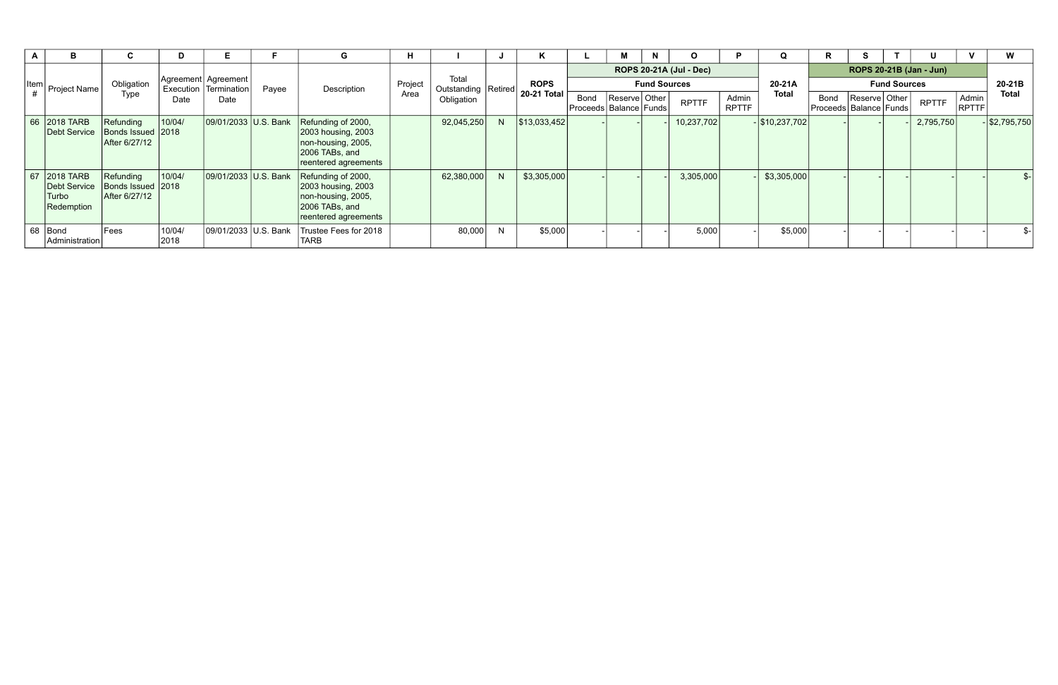| A | B | C | D | E | F | G | H | I | J | K | L | M | N | O | P | Q | R | S | T | U | V | W |
|---|---|---|---|---|---|---|---|---|---|---|---|---|---|---|---|---|---|---|---|---|---|---|
| Item # | Project Name | Obligation Type | Agreement Execution Date | Agreement Termination Date | Payee | Description | Project Area | Total Outstanding Obligation | Retired | ROPS 20-21 Total | ROPS 20-21A (Jul - Dec) | | | | | 20-21A Total | ROPS 20-21B (Jan - Jun) | | | | | 20-21B Total |
| | | | | | | | | | | | Fund Sources | | | | | | Fund Sources | | | | | |
| | | | | | | | | | | | Bond Proceeds | Reserve Balance | Other Funds | RPTTF | Admin RPTTF | | Bond Proceeds | Reserve Balance | Other Funds | RPTTF | Admin RPTTF | |
| 66 | 2018 TARB Debt Service | Refunding Bonds Issued After 6/27/12 | 10/04/2018 | 09/01/2033 | U.S. Bank | Refunding of 2000, 2003 housing, 2003 non-housing, 2005, 2006 TABs, and reentered agreements | | 92,045,250 | N | $13,033,452 | - | - | - | 10,237,702 | - | $10,237,702 | - | - | - | 2,795,750 | - | $2,795,750 |
| 67 | 2018 TARB Debt Service Turbo Redemption | Refunding Bonds Issued After 6/27/12 | 10/04/2018 | 09/01/2033 | U.S. Bank | Refunding of 2000, 2003 housing, 2003 non-housing, 2005, 2006 TABs, and reentered agreements | | 62,380,000 | N | $3,305,000 | - | - | - | 3,305,000 | - | $3,305,000 | - | - | - | - | - | $- |
| 68 | Bond Administration | Fees | 10/04/2018 | 09/01/2033 | U.S. Bank | Trustee Fees for 2018 TARB | | 80,000 | N | $5,000 | - | - | - | 5,000 | - | $5,000 | - | - | - | - | - | $- |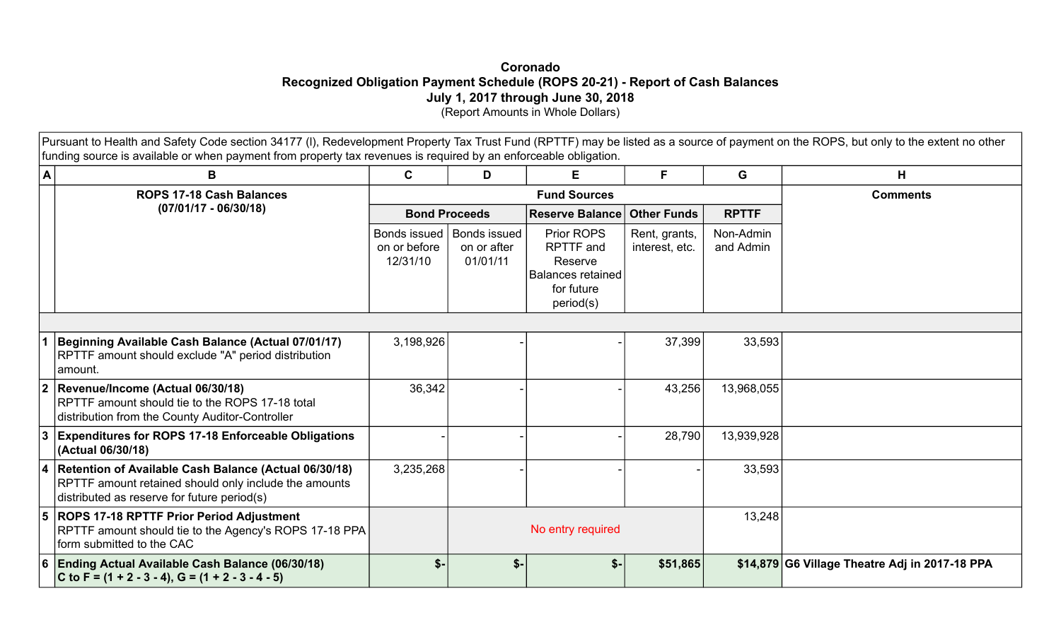**Coronado**
**Recognized Obligation Payment Schedule (ROPS 20-21) - Report of Cash Balances**
**July 1, 2017 through June 30, 2018**
(Report Amounts in Whole Dollars)

Pursuant to Health and Safety Code section 34177 (l), Redevelopment Property Tax Trust Fund (RPTTF) may be listed as a source of payment on the ROPS, but only to the extent no other funding source is available or when payment from property tax revenues is required by an enforceable obligation.

| A | B | C | D | E | F | G | H |
|---|---|---|---|---|---|---|---|
| | **ROPS 17-18 Cash Balances (07/01/17 - 06/30/18)** | **Fund Sources** | | | | | **Comments** |
| | | **Bond Proceeds** | | **Reserve Balance** | **Other Funds** | **RPTTF** | |
| | | Bonds issued on or before 12/31/10 | Bonds issued on or after 01/01/11 | Prior ROPS RPTTF and Reserve Balances retained for future period(s) | Rent, grants, interest, etc. | Non-Admin and Admin | |
| 1 | **Beginning Available Cash Balance (Actual 07/01/17)** RPTTF amount should exclude "A" period distribution amount. | 3,198,926 | - | - | 37,399 | 33,593 | |
| 2 | **Revenue/Income (Actual 06/30/18)** RPTTF amount should tie to the ROPS 17-18 total distribution from the County Auditor-Controller | 36,342 | - | - | 43,256 | 13,968,055 | |
| 3 | **Expenditures for ROPS 17-18 Enforceable Obligations (Actual 06/30/18)** | - | - | - | 28,790 | 13,939,928 | |
| 4 | **Retention of Available Cash Balance (Actual 06/30/18)** RPTTF amount retained should only include the amounts distributed as reserve for future period(s) | 3,235,268 | - | - | - | 33,593 | |
| 5 | **ROPS 17-18 RPTTF Prior Period Adjustment** RPTTF amount should tie to the Agency's ROPS 17-18 PPA form submitted to the CAC | | No entry required | | | 13,248 | |
| 6 | **Ending Actual Available Cash Balance (06/30/18) C to F = (1 + 2 - 3 - 4), G = (1 + 2 - 3 - 4 - 5)** | **$-** | **$-** | **$-** | **$51,865** | **$14,879** | **G6 Village Theatre Adj in 2017-18 PPA** |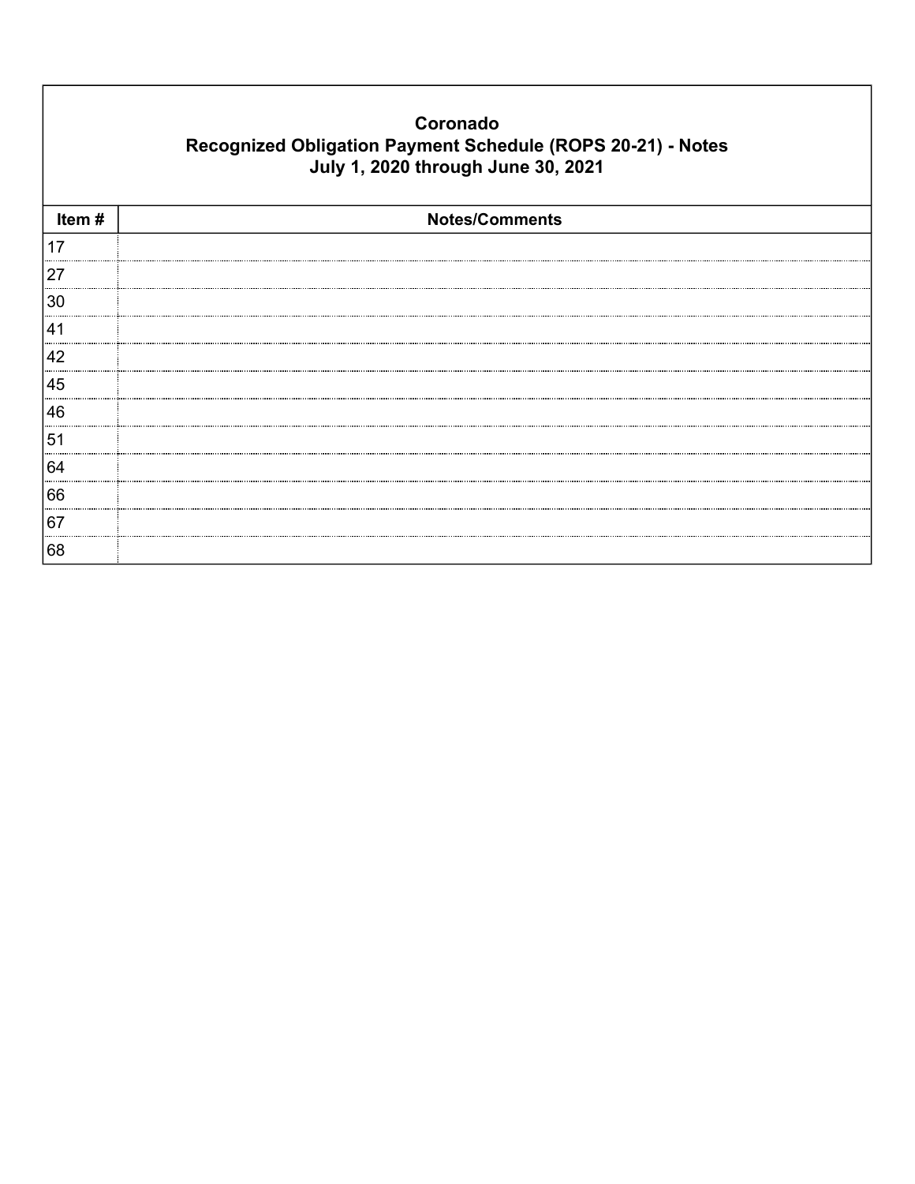**Coronado**
**Recognized Obligation Payment Schedule (ROPS 20-21) - Notes**
**July 1, 2020 through June 30, 2021**

| Item # | Notes/Comments |
|---|---|
| 17 | |
| 27 | |
| 30 | |
| 41 | |
| 42 | |
| 45 | |
| 46 | |
| 51 | |
| 64 | |
| 66 | |
| 67 | |
| 68 | |